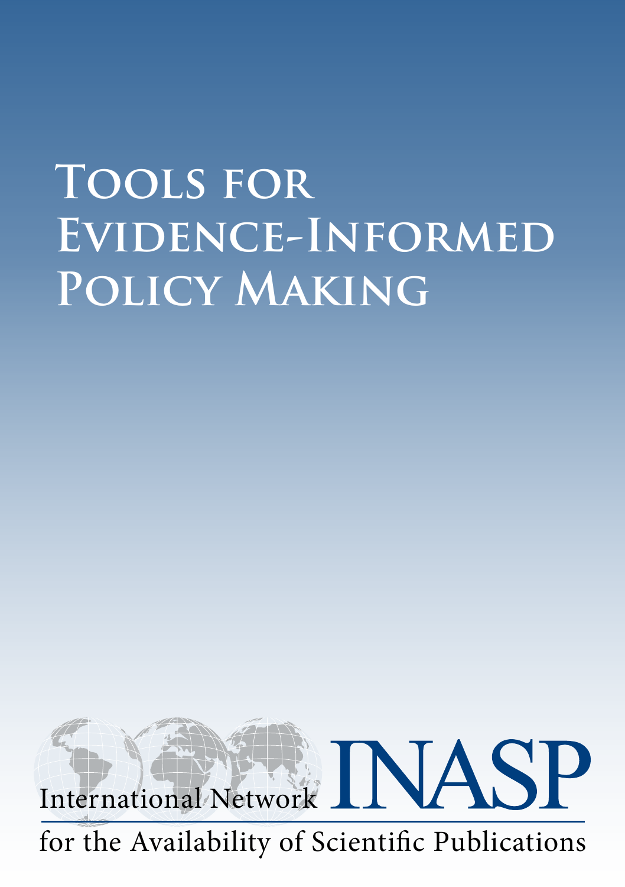# Tools for Evidence-Informed Policy Making

International Network INASP

for the Availability of Scientific Publications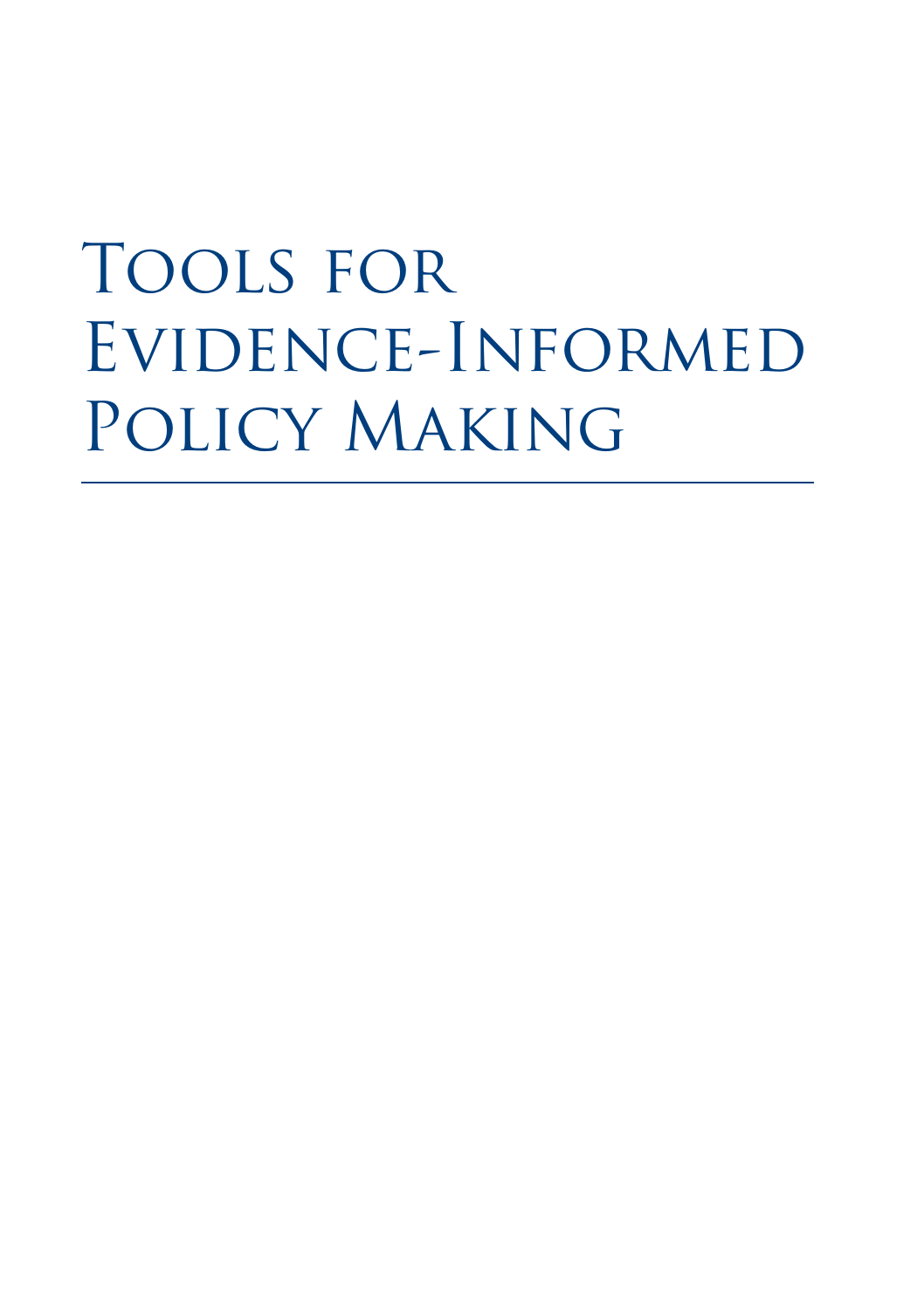# Tools for Evidence-Informed Policy Making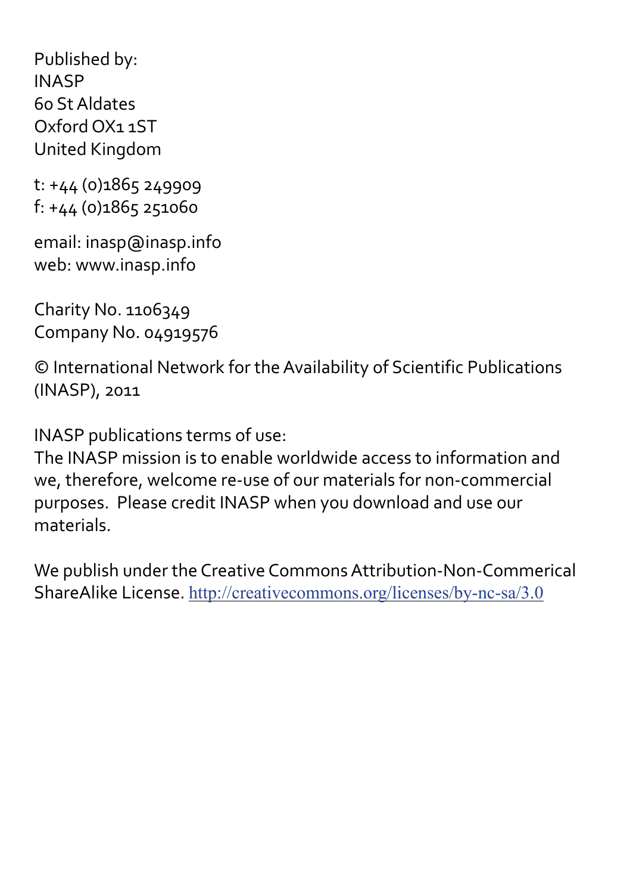Published by:
INASP
60 St Aldates
Oxford OX1 1ST
United Kingdom

t: +44 (0)1865 249909
f: +44 (0)1865 251060

email: inasp@inasp.info
web: www.inasp.info

Charity No. 1106349
Company No. 04919576

© International Network for the Availability of Scientific Publications (INASP), 2011

INASP publications terms of use:
The INASP mission is to enable worldwide access to information and we, therefore, welcome re-use of our materials for non-commercial purposes. Please credit INASP when you download and use our materials.

We publish under the Creative Commons Attribution-Non-Commerical ShareAlike License. http://creativecommons.org/licenses/by-nc-sa/3.0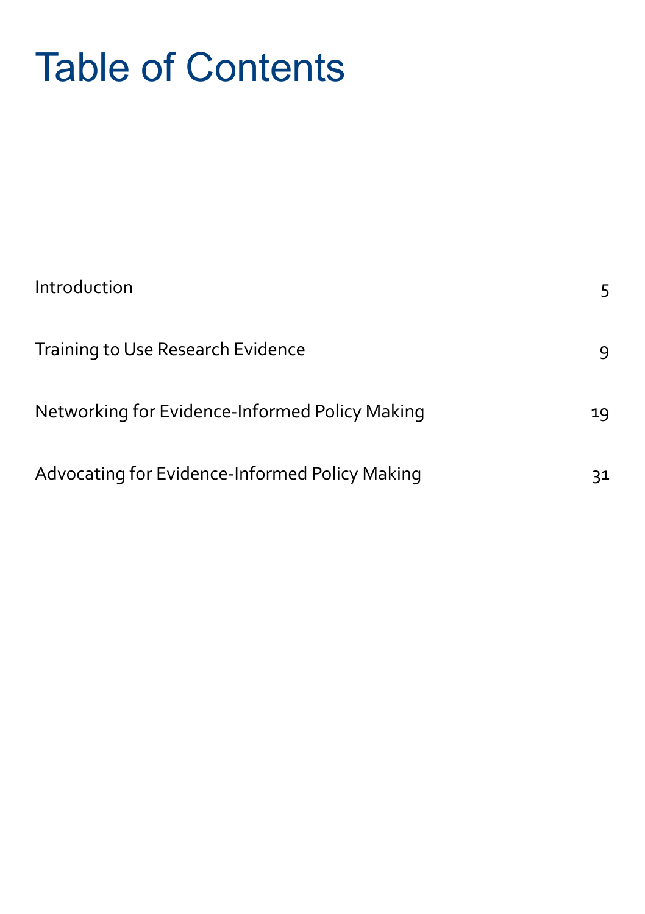# Table of Contents

| | |
|---|---|
| Introduction | 5 |
| Training to Use Research Evidence | 9 |
| Networking for Evidence-Informed Policy Making | 19 |
| Advocating for Evidence-Informed Policy Making | 31 |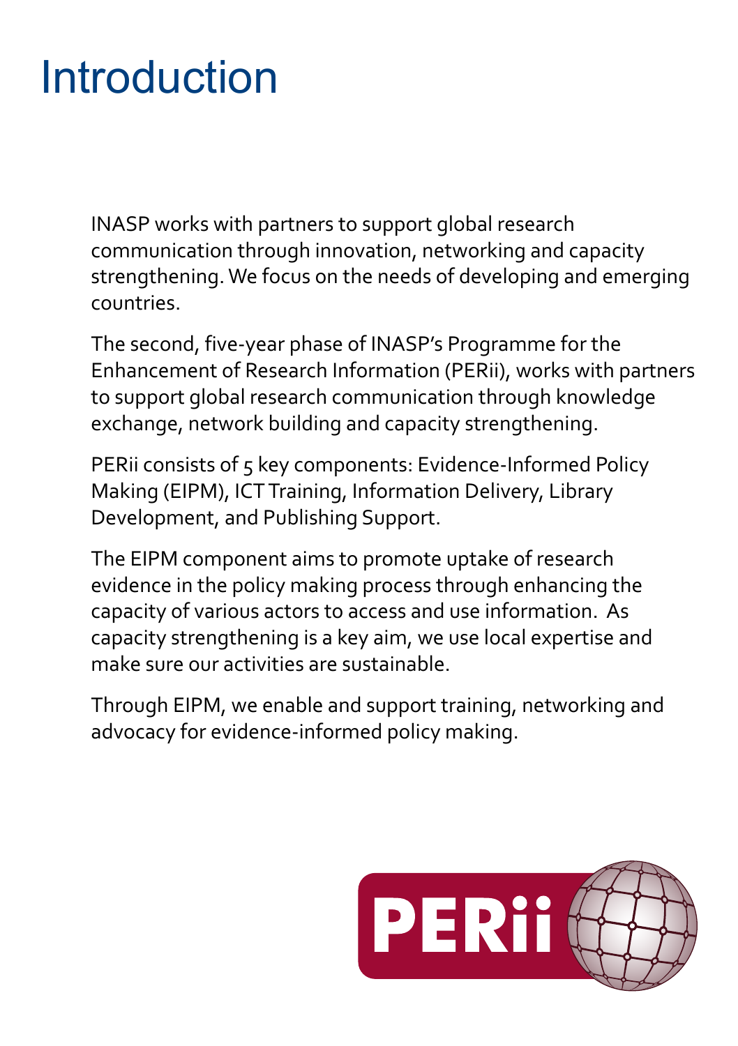# Introduction

INASP works with partners to support global research communication through innovation, networking and capacity strengthening. We focus on the needs of developing and emerging countries.

The second, five-year phase of INASP's Programme for the Enhancement of Research Information (PERii), works with partners to support global research communication through knowledge exchange, network building and capacity strengthening.

PERii consists of 5 key components: Evidence-Informed Policy Making (EIPM), ICT Training, Information Delivery, Library Development, and Publishing Support.

The EIPM component aims to promote uptake of research evidence in the policy making process through enhancing the capacity of various actors to access and use information. As capacity strengthening is a key aim, we use local expertise and make sure our activities are sustainable.

Through EIPM, we enable and support training, networking and advocacy for evidence-informed policy making.

PERii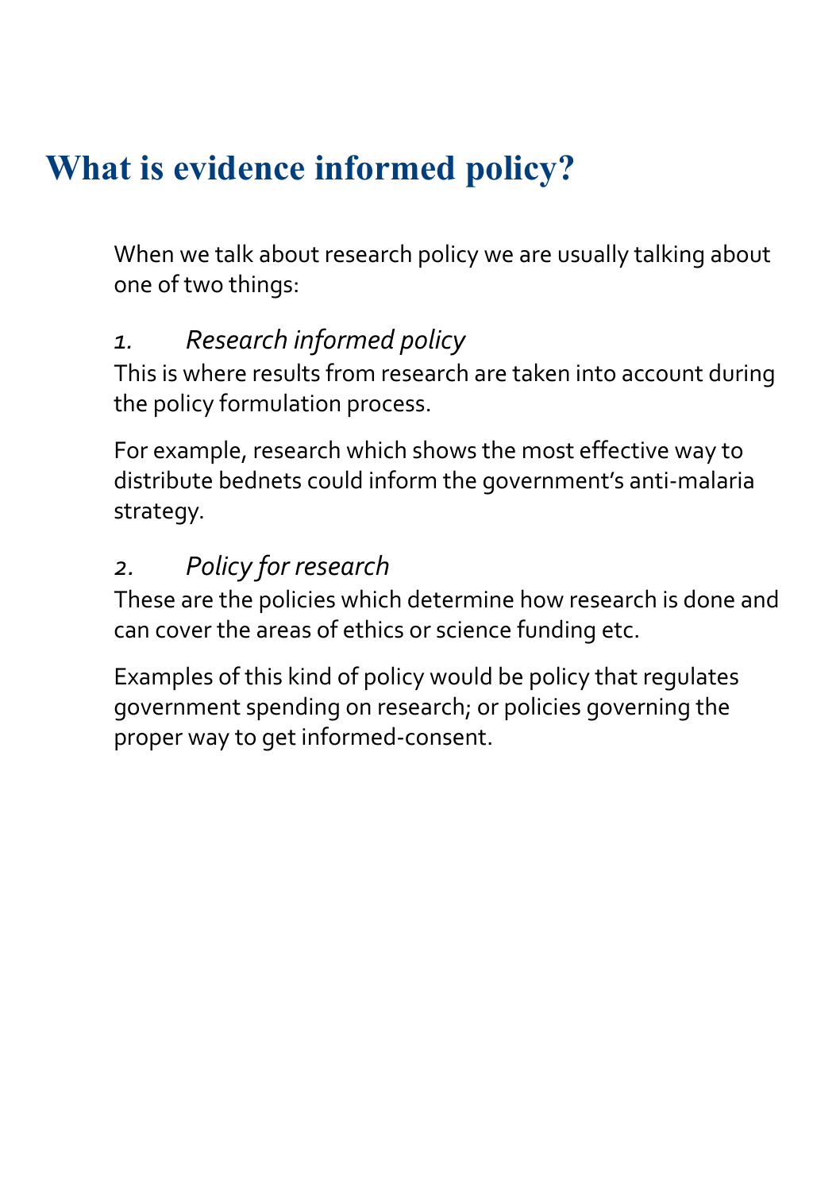# What is evidence informed policy?

When we talk about research policy we are usually talking about one of two things:

*1. Research informed policy*

This is where results from research are taken into account during the policy formulation process.

For example, research which shows the most effective way to distribute bednets could inform the government's anti-malaria strategy.

*2. Policy for research*

These are the policies which determine how research is done and can cover the areas of ethics or science funding etc.

Examples of this kind of policy would be policy that regulates government spending on research; or policies governing the proper way to get informed-consent.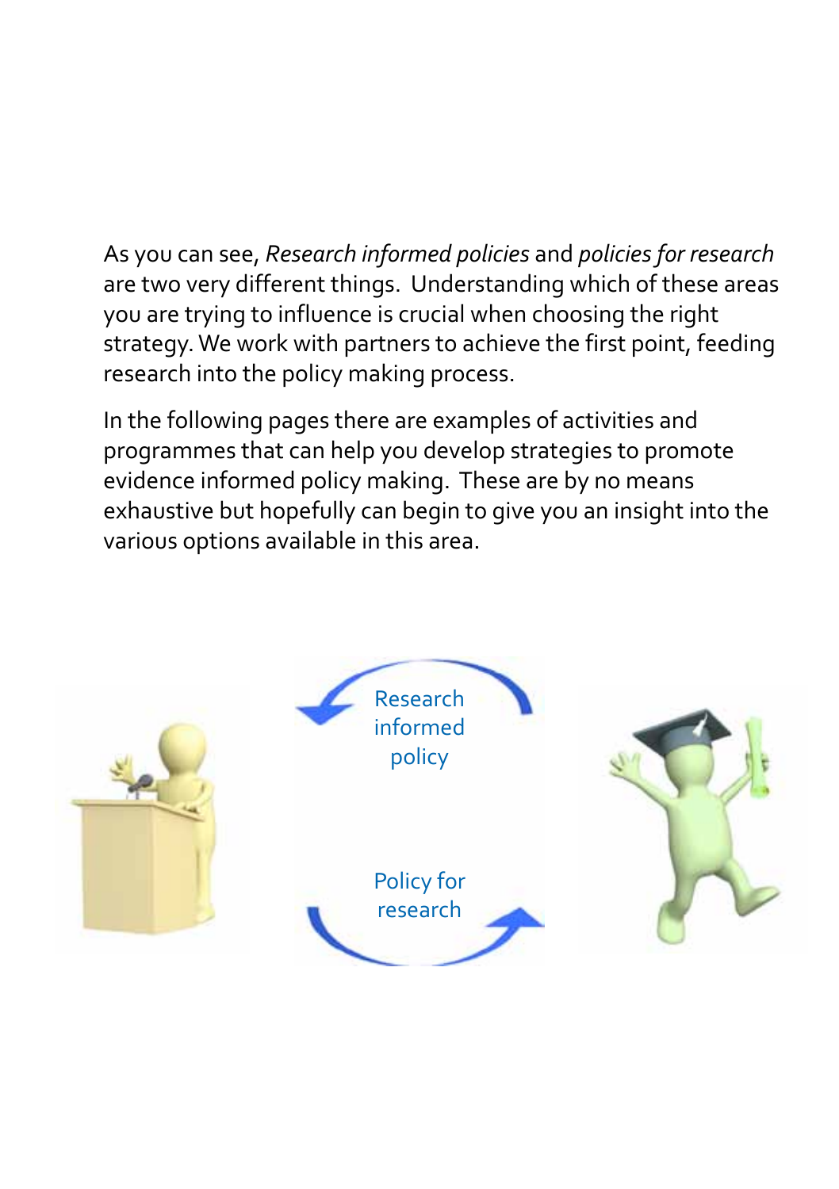As you can see, *Research informed policies* and *policies for research* are two very different things.  Understanding which of these areas you are trying to influence is crucial when choosing the right strategy. We work with partners to achieve the first point, feeding research into the policy making process.

In the following pages there are examples of activities and programmes that can help you develop strategies to promote evidence informed policy making.  These are by no means exhaustive but hopefully can begin to give you an insight into the various options available in this area.

Research informed policy

Policy for research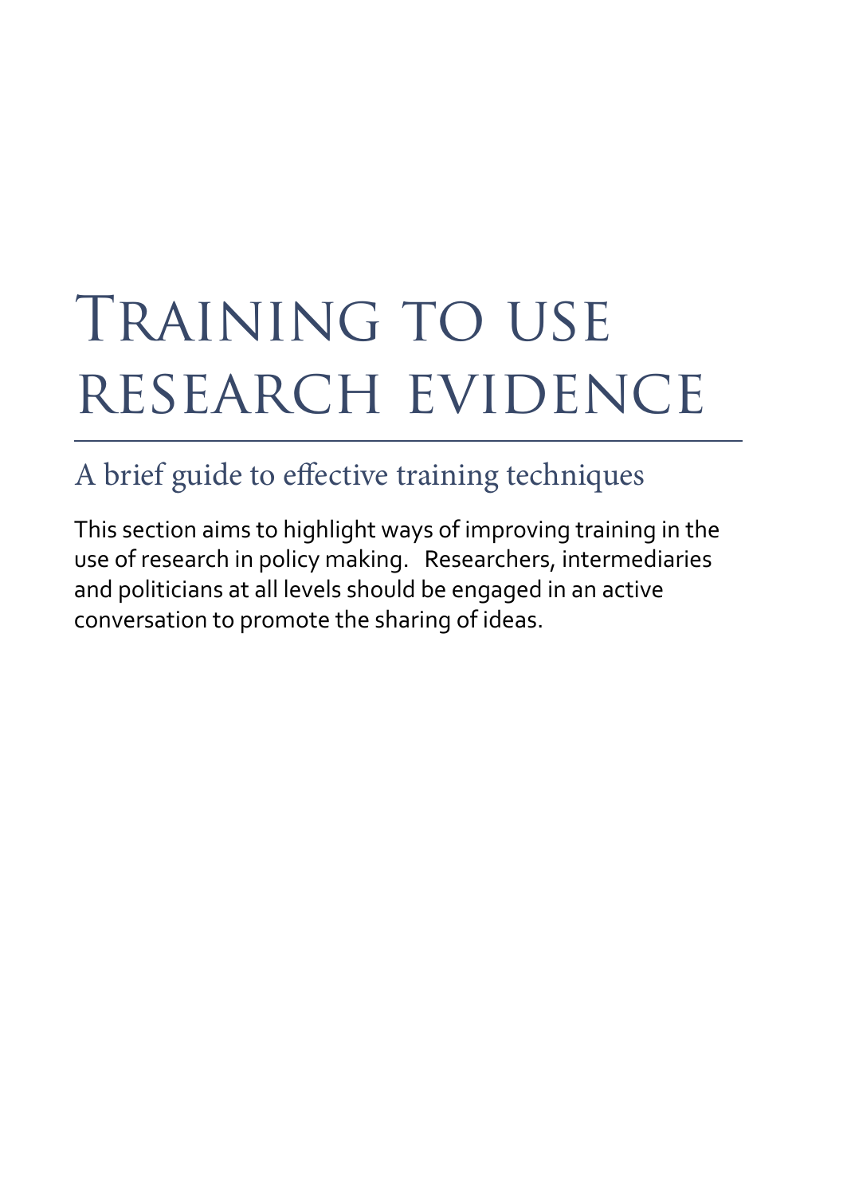# Training to use research evidence

## A brief guide to effective training techniques

This section aims to highlight ways of improving training in the use of research in policy making. Researchers, intermediaries and politicians at all levels should be engaged in an active conversation to promote the sharing of ideas.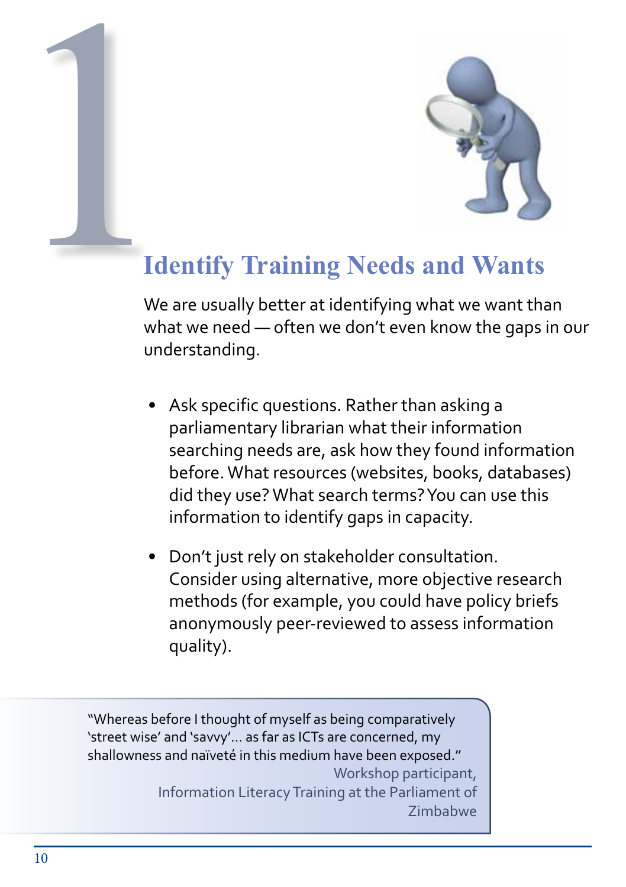# 1 Identify Training Needs and Wants

We are usually better at identifying what we want than what we need — often we don't even know the gaps in our understanding.

- Ask specific questions. Rather than asking a parliamentary librarian what their information searching needs are, ask how they found information before. What resources (websites, books, databases) did they use? What search terms? You can use this information to identify gaps in capacity.
- Don't just rely on stakeholder consultation. Consider using alternative, more objective research methods (for example, you could have policy briefs anonymously peer-reviewed to assess information quality).

> "Whereas before I thought of myself as being comparatively 'street wise' and 'savvy'... as far as ICTs are concerned, my shallowness and naïveté in this medium have been exposed."
>
> Workshop participant,
> Information Literacy Training at the Parliament of Zimbabwe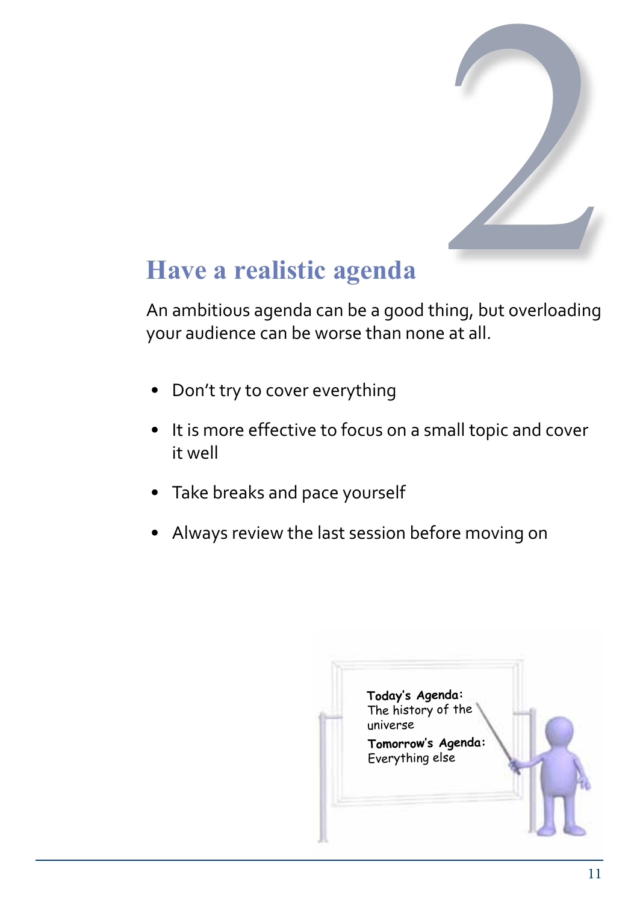# 2

## Have a realistic agenda

An ambitious agenda can be a good thing, but overloading your audience can be worse than none at all.

- Don't try to cover everything
- It is more effective to focus on a small topic and cover it well
- Take breaks and pace yourself
- Always review the last session before moving on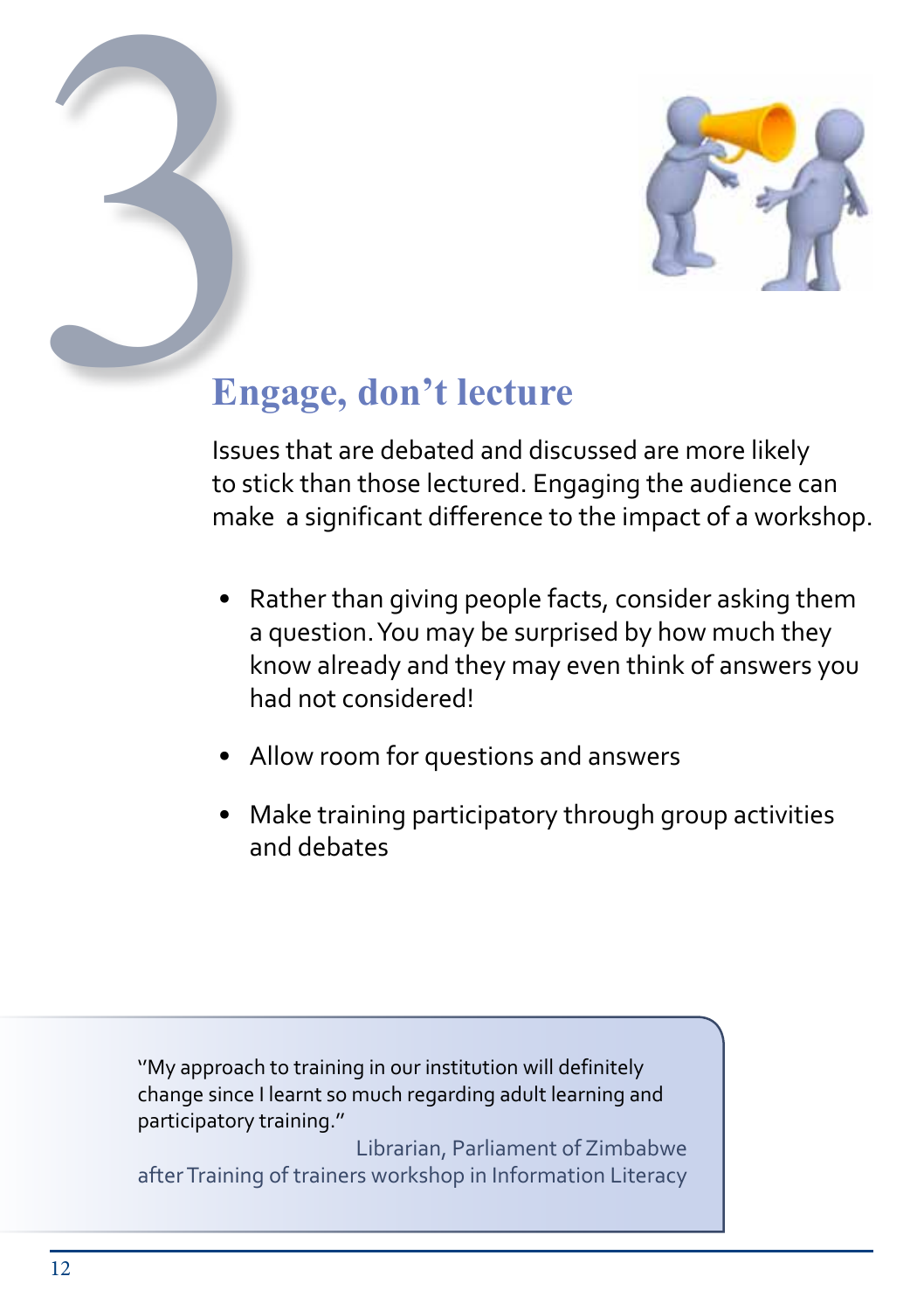# 3

## Engage, don't lecture

Issues that are debated and discussed are more likely to stick than those lectured. Engaging the audience can make a significant difference to the impact of a workshop.

- Rather than giving people facts, consider asking them a question. You may be surprised by how much they know already and they may even think of answers you had not considered!
- Allow room for questions and answers
- Make training participatory through group activities and debates

> "My approach to training in our institution will definitely change since I learnt so much regarding adult learning and participatory training."
>
> Librarian, Parliament of Zimbabwe after Training of trainers workshop in Information Literacy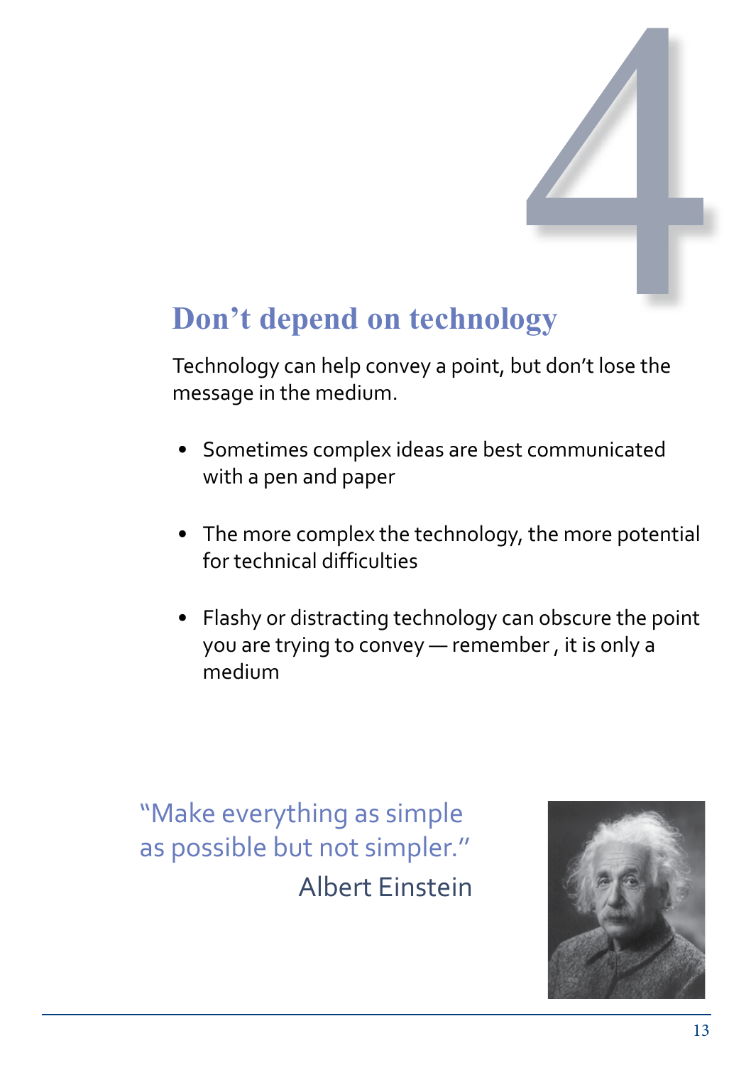# 4

## Don't depend on technology

Technology can help convey a point, but don't lose the message in the medium.

- Sometimes complex ideas are best communicated with a pen and paper
- The more complex the technology, the more potential for technical difficulties
- Flashy or distracting technology can obscure the point you are trying to convey — remember , it is only a medium

"Make everything as simple as possible but not simpler."

Albert Einstein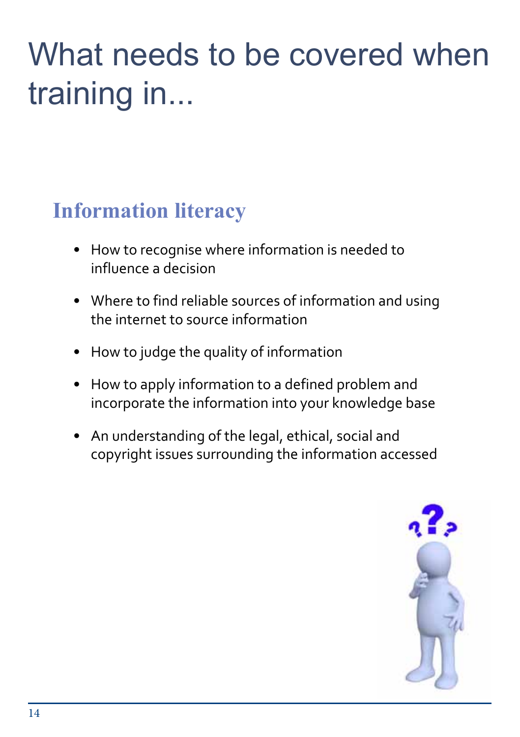# What needs to be covered when training in...

## Information literacy

- How to recognise where information is needed to influence a decision
- Where to find reliable sources of information and using the internet to source information
- How to judge the quality of information
- How to apply information to a defined problem and incorporate the information into your knowledge base
- An understanding of the legal, ethical, social and copyright issues surrounding the information accessed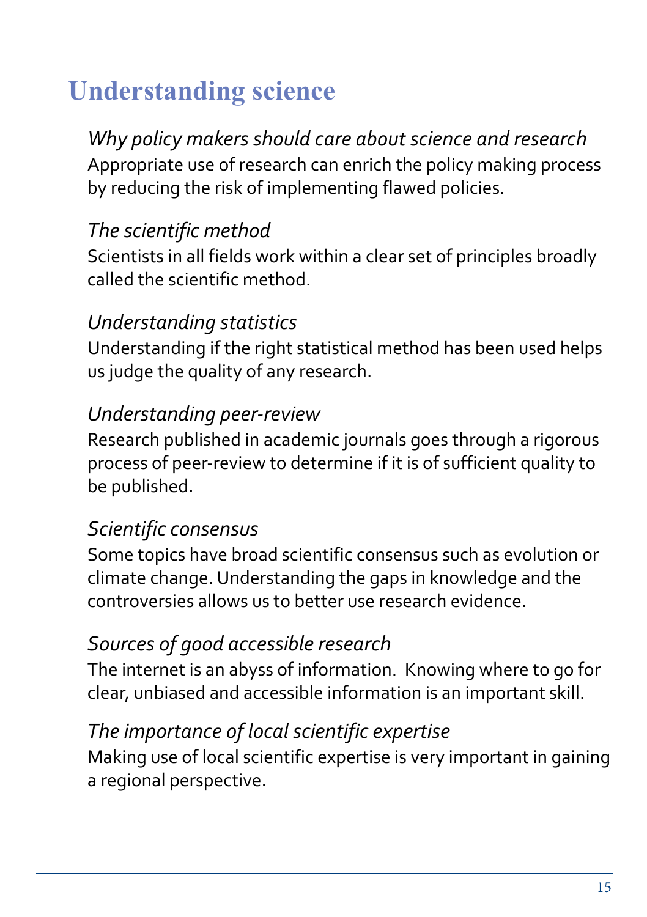# Understanding science

*Why policy makers should care about science and research*

Appropriate use of research can enrich the policy making process by reducing the risk of implementing flawed policies.

*The scientific method*

Scientists in all fields work within a clear set of principles broadly called the scientific method.

*Understanding statistics*

Understanding if the right statistical method has been used helps us judge the quality of any research.

*Understanding peer-review*

Research published in academic journals goes through a rigorous process of peer-review to determine if it is of sufficient quality to be published.

*Scientific consensus*

Some topics have broad scientific consensus such as evolution or climate change. Understanding the gaps in knowledge and the controversies allows us to better use research evidence.

*Sources of good accessible research*

The internet is an abyss of information. Knowing where to go for clear, unbiased and accessible information is an important skill.

*The importance of local scientific expertise*

Making use of local scientific expertise is very important in gaining a regional perspective.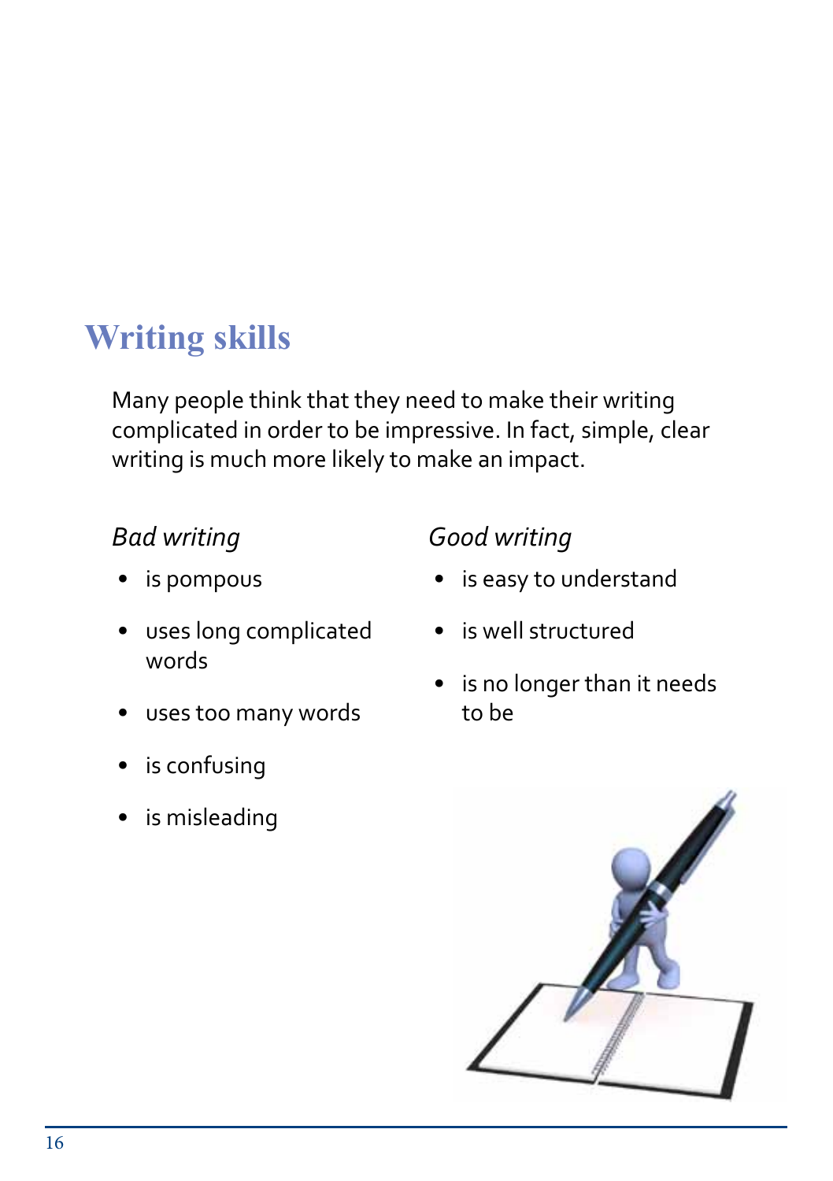# Writing skills

Many people think that they need to make their writing complicated in order to be impressive. In fact, simple, clear writing is much more likely to make an impact.

*Bad writing*

- is pompous
- uses long complicated words
- uses too many words
- is confusing
- is misleading

*Good writing*

- is easy to understand
- is well structured
- is no longer than it needs to be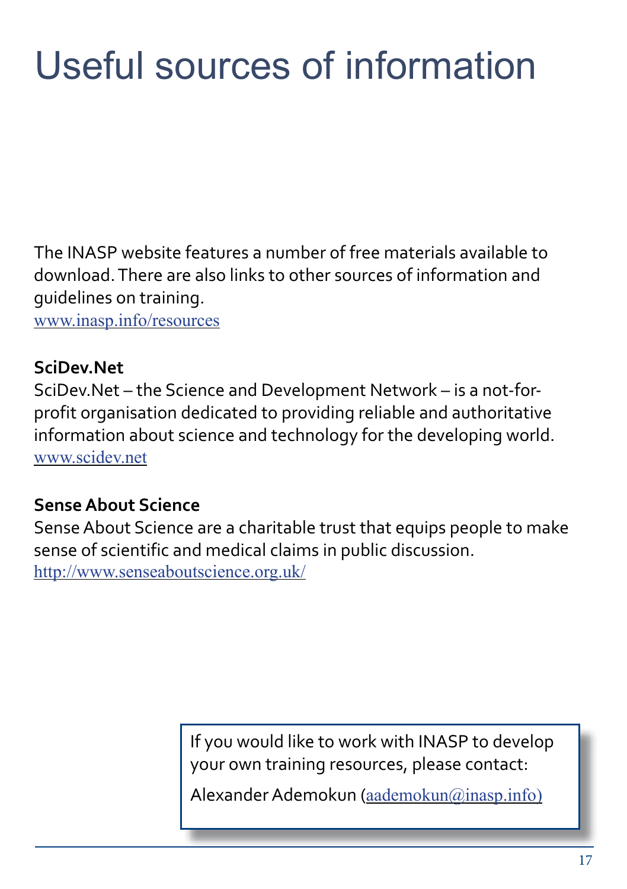# Useful sources of information

The INASP website features a number of free materials available to download. There are also links to other sources of information and guidelines on training.
www.inasp.info/resources

**SciDev.Net**
SciDev.Net – the Science and Development Network – is a not-for-profit organisation dedicated to providing reliable and authoritative information about science and technology for the developing world.
www.scidev.net

**Sense About Science**
Sense About Science are a charitable trust that equips people to make sense of scientific and medical claims in public discussion.
http://www.senseaboutscience.org.uk/

If you would like to work with INASP to develop your own training resources, please contact:

Alexander Ademokun (aademokun@inasp.info)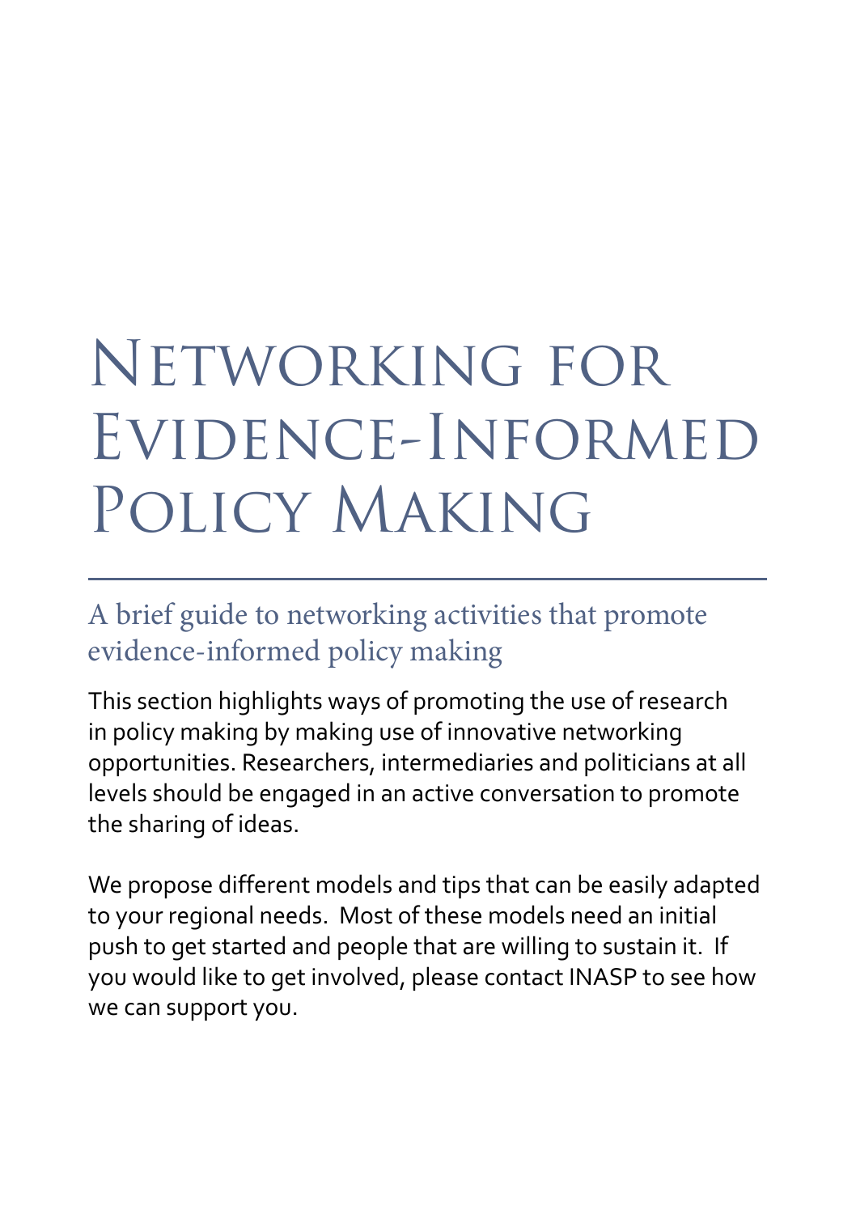# Networking for Evidence-Informed Policy Making

## A brief guide to networking activities that promote evidence-informed policy making

This section highlights ways of promoting the use of research in policy making by making use of innovative networking opportunities. Researchers, intermediaries and politicians at all levels should be engaged in an active conversation to promote the sharing of ideas.

We propose different models and tips that can be easily adapted to your regional needs. Most of these models need an initial push to get started and people that are willing to sustain it. If you would like to get involved, please contact INASP to see how we can support you.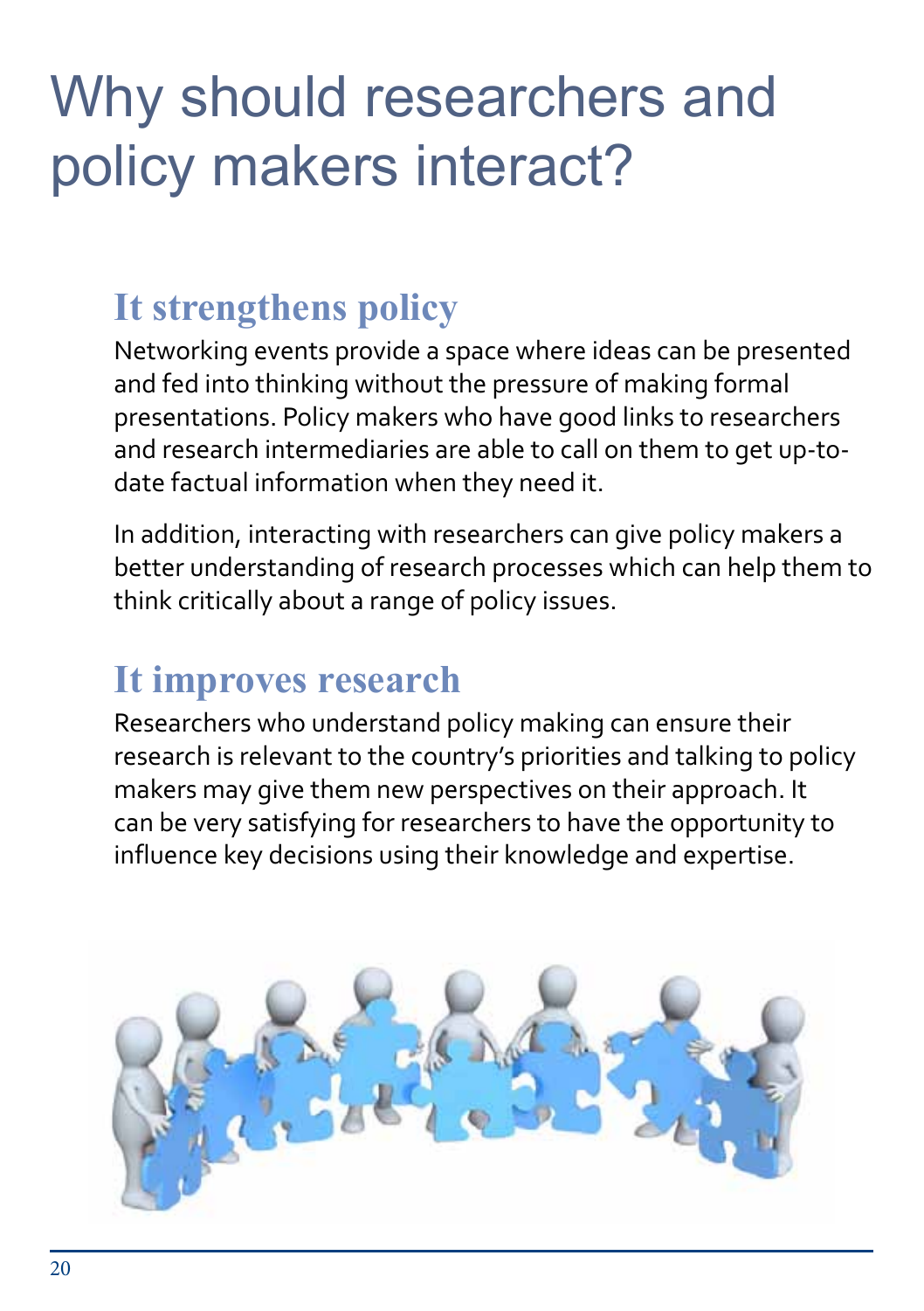# Why should researchers and policy makers interact?

## It strengthens policy

Networking events provide a space where ideas can be presented and fed into thinking without the pressure of making formal presentations. Policy makers who have good links to researchers and research intermediaries are able to call on them to get up-to-date factual information when they need it.

In addition, interacting with researchers can give policy makers a better understanding of research processes which can help them to think critically about a range of policy issues.

## It improves research

Researchers who understand policy making can ensure their research is relevant to the country's priorities and talking to policy makers may give them new perspectives on their approach. It can be very satisfying for researchers to have the opportunity to influence key decisions using their knowledge and expertise.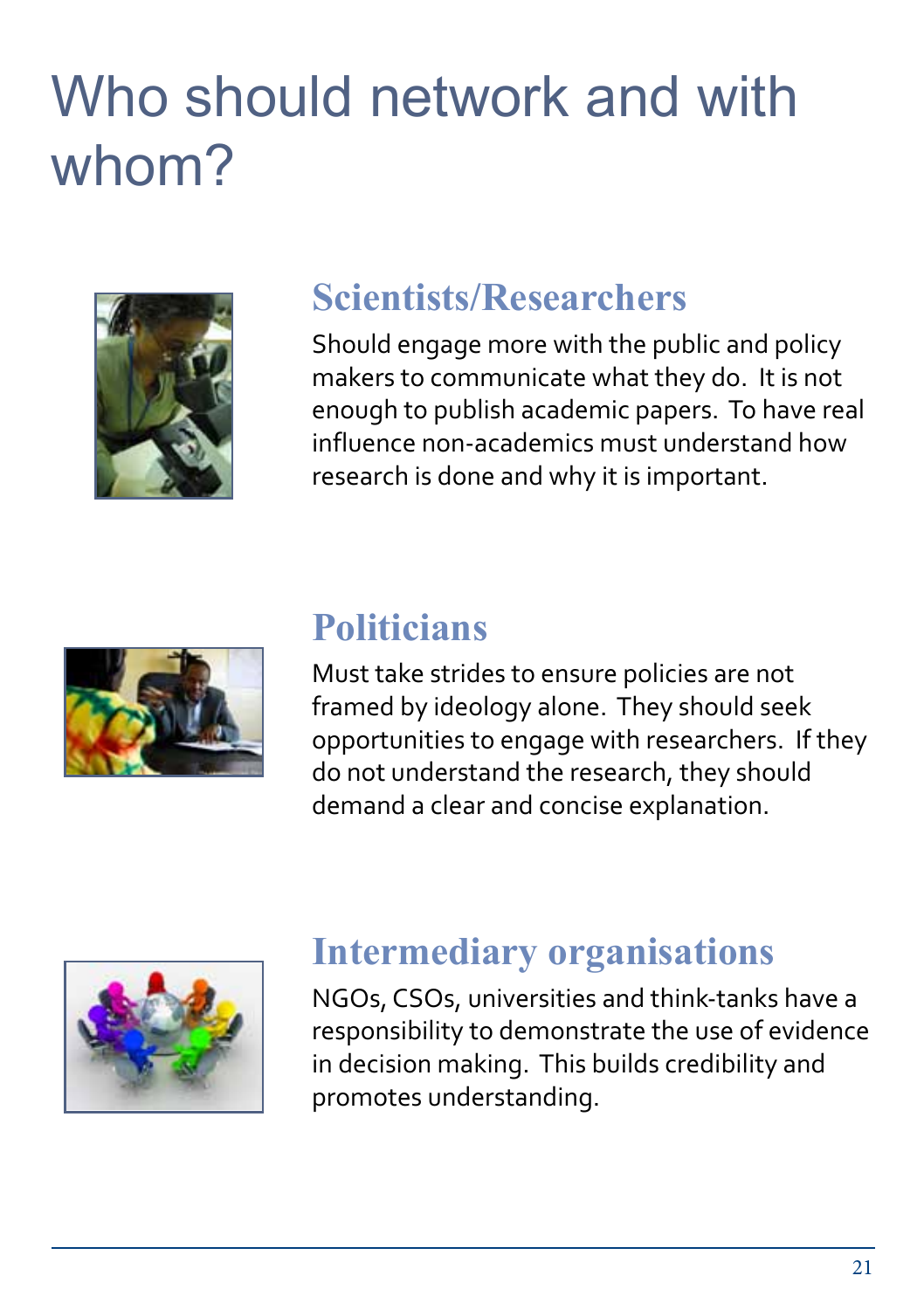# Who should network and with whom?

## Scientists/Researchers

Should engage more with the public and policy makers to communicate what they do. It is not enough to publish academic papers. To have real influence non-academics must understand how research is done and why it is important.

## Politicians

Must take strides to ensure policies are not framed by ideology alone. They should seek opportunities to engage with researchers. If they do not understand the research, they should demand a clear and concise explanation.

## Intermediary organisations

NGOs, CSOs, universities and think-tanks have a responsibility to demonstrate the use of evidence in decision making. This builds credibility and promotes understanding.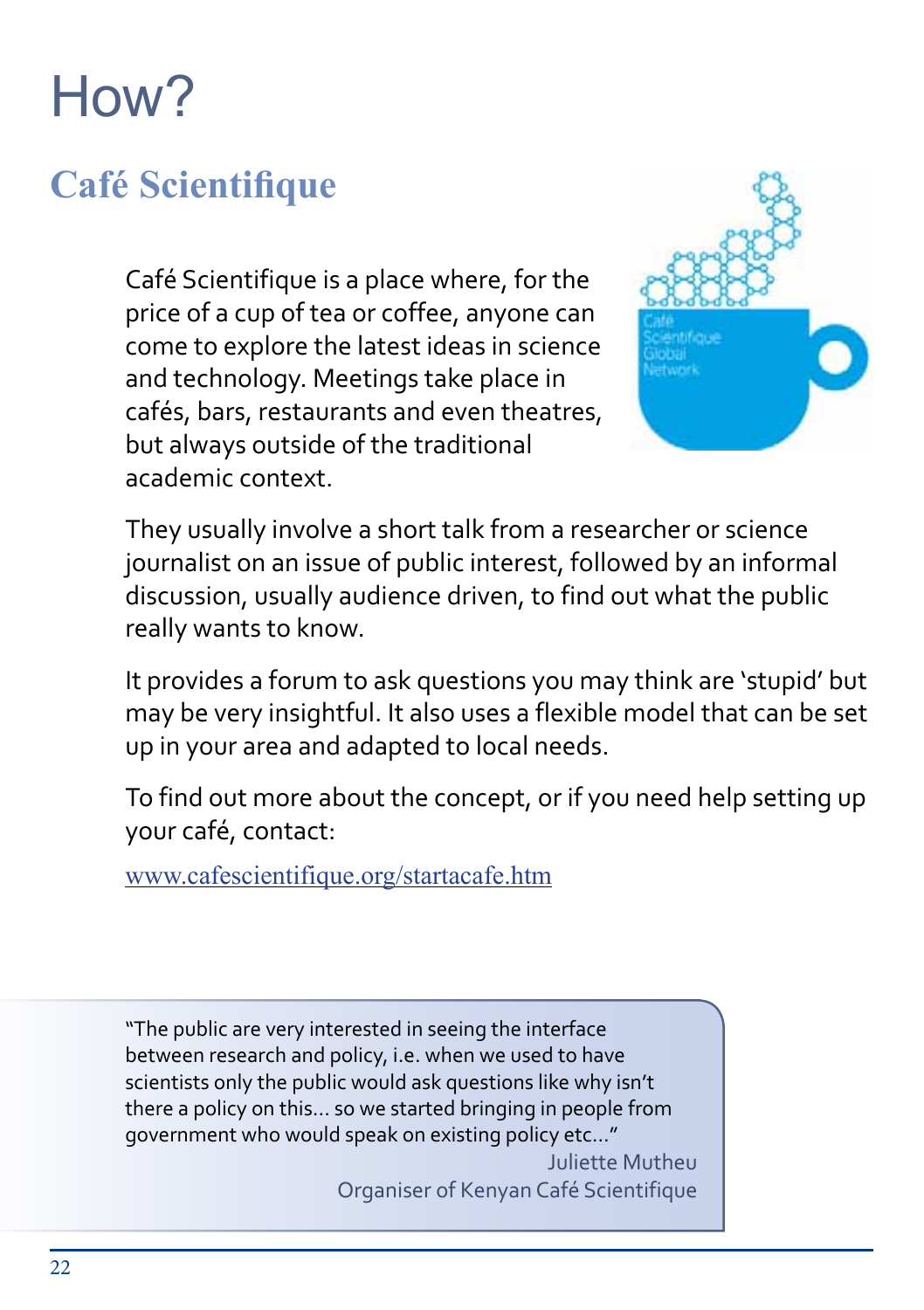# How?

## Café Scientifique

Café Scientifique is a place where, for the price of a cup of tea or coffee, anyone can come to explore the latest ideas in science and technology. Meetings take place in cafés, bars, restaurants and even theatres, but always outside of the traditional academic context.

They usually involve a short talk from a researcher or science journalist on an issue of public interest, followed by an informal discussion, usually audience driven, to find out what the public really wants to know.

It provides a forum to ask questions you may think are 'stupid' but may be very insightful. It also uses a flexible model that can be set up in your area and adapted to local needs.

To find out more about the concept, or if you need help setting up your café, contact:

www.cafescientifique.org/startacafe.htm

> "The public are very interested in seeing the interface between research and policy, i.e. when we used to have scientists only the public would ask questions like why isn't there a policy on this... so we started bringing in people from government who would speak on existing policy etc..."
>
> Juliette Mutheu
> Organiser of Kenyan Café Scientifique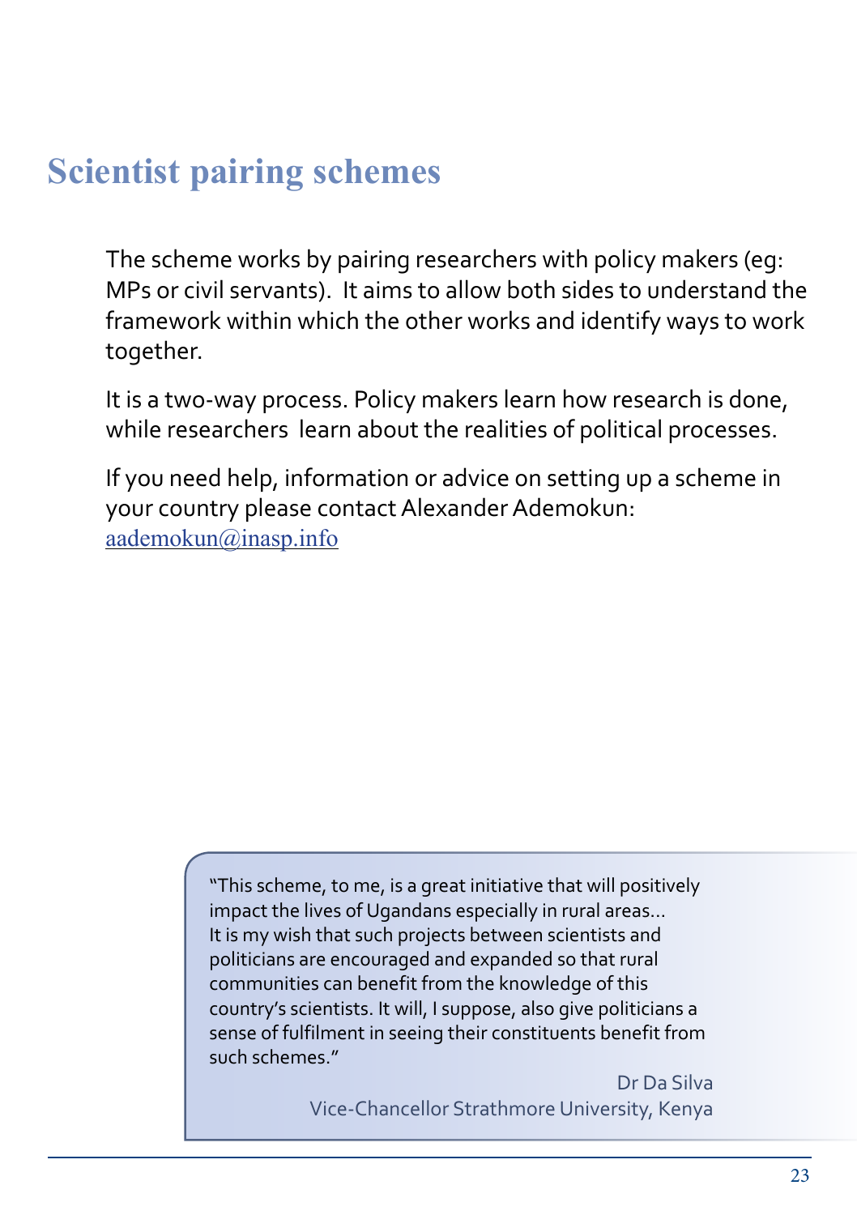# Scientist pairing schemes

The scheme works by pairing researchers with policy makers (eg: MPs or civil servants). It aims to allow both sides to understand the framework within which the other works and identify ways to work together.

It is a two-way process. Policy makers learn how research is done, while researchers learn about the realities of political processes.

If you need help, information or advice on setting up a scheme in your country please contact Alexander Ademokun: aademokun@inasp.info

> "This scheme, to me, is a great initiative that will positively impact the lives of Ugandans especially in rural areas... It is my wish that such projects between scientists and politicians are encouraged and expanded so that rural communities can benefit from the knowledge of this country's scientists. It will, I suppose, also give politicians a sense of fulfilment in seeing their constituents benefit from such schemes."
>
> Dr Da Silva
> Vice-Chancellor Strathmore University, Kenya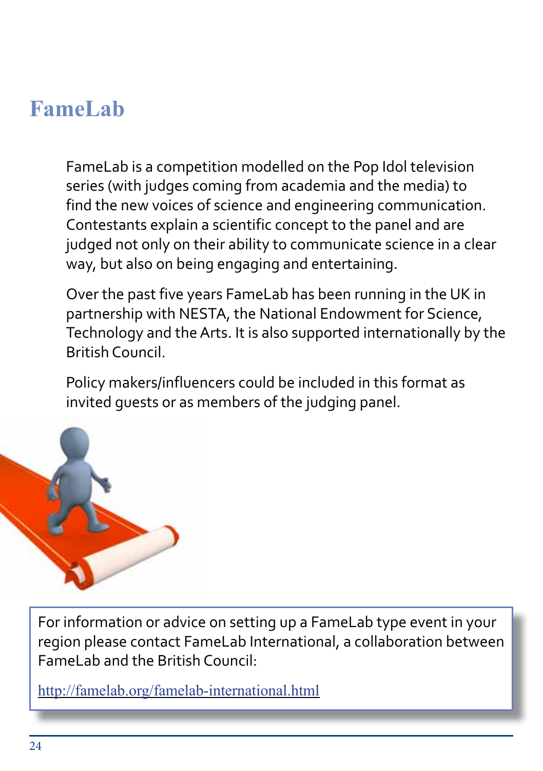# FameLab

FameLab is a competition modelled on the Pop Idol television series (with judges coming from academia and the media) to find the new voices of science and engineering communication. Contestants explain a scientific concept to the panel and are judged not only on their ability to communicate science in a clear way, but also on being engaging and entertaining.

Over the past five years FameLab has been running in the UK in partnership with NESTA, the National Endowment for Science, Technology and the Arts. It is also supported internationally by the British Council.

Policy makers/influencers could be included in this format as invited guests or as members of the judging panel.

For information or advice on setting up a FameLab type event in your region please contact FameLab International, a collaboration between FameLab and the British Council:

http://famelab.org/famelab-international.html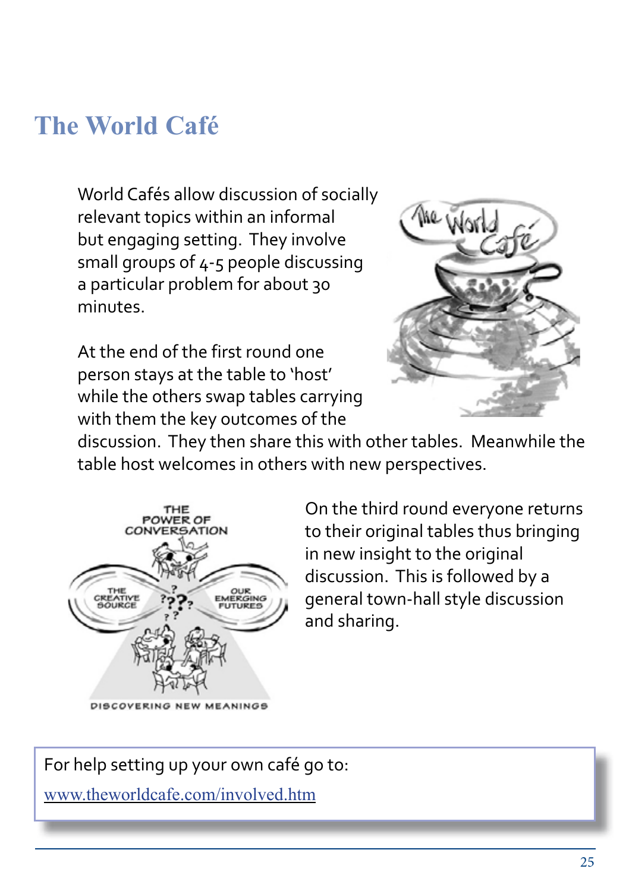# The World Café

World Cafés allow discussion of socially relevant topics within an informal but engaging setting. They involve small groups of 4-5 people discussing a particular problem for about 30 minutes.

At the end of the first round one person stays at the table to 'host' while the others swap tables carrying with them the key outcomes of the discussion. They then share this with other tables. Meanwhile the table host welcomes in others with new perspectives.

On the third round everyone returns to their original tables thus bringing in new insight to the original discussion. This is followed by a general town-hall style discussion and sharing.

For help setting up your own café go to:

www.theworldcafe.com/involved.htm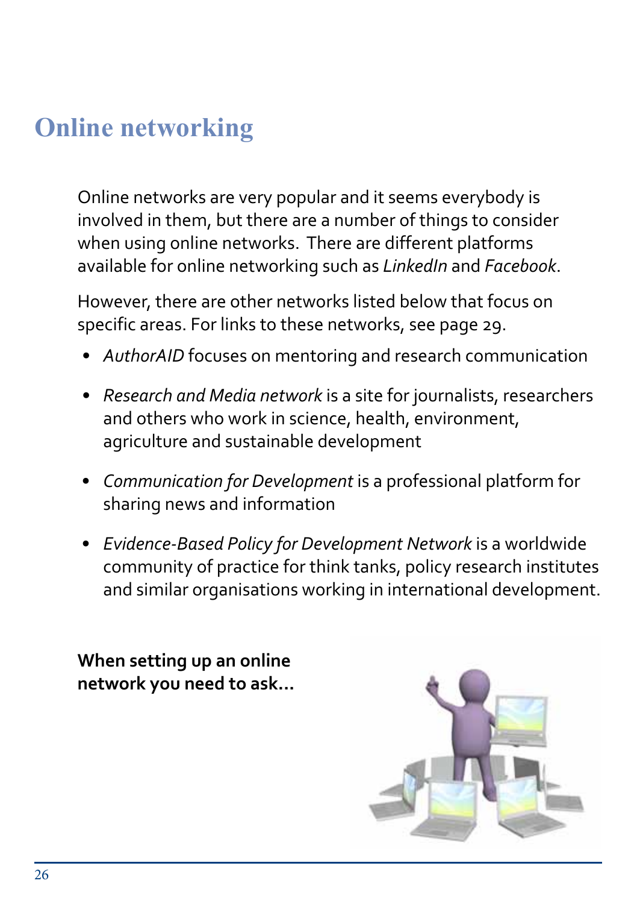# Online networking

Online networks are very popular and it seems everybody is involved in them, but there are a number of things to consider when using online networks. There are different platforms available for online networking such as *LinkedIn* and *Facebook*.

However, there are other networks listed below that focus on specific areas. For links to these networks, see page 29.

- *AuthorAID* focuses on mentoring and research communication
- *Research and Media network* is a site for journalists, researchers and others who work in science, health, environment, agriculture and sustainable development
- *Communication for Development* is a professional platform for sharing news and information
- *Evidence-Based Policy for Development Network* is a worldwide community of practice for think tanks, policy research institutes and similar organisations working in international development.

**When setting up an online network you need to ask...**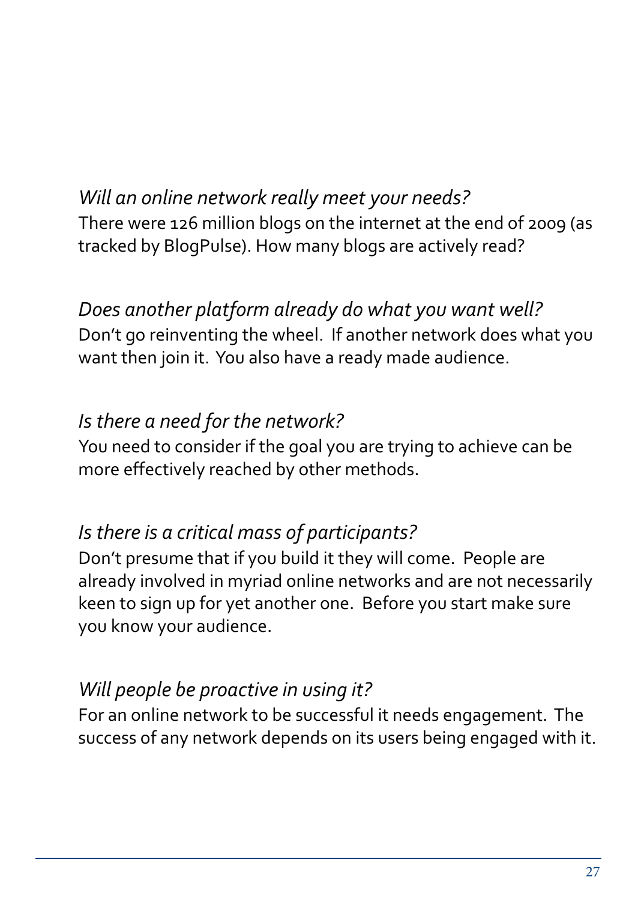*Will an online network really meet your needs?*
There were 126 million blogs on the internet at the end of 2009 (as tracked by BlogPulse). How many blogs are actively read?

*Does another platform already do what you want well?*
Don't go reinventing the wheel. If another network does what you want then join it. You also have a ready made audience.

*Is there a need for the network?*
You need to consider if the goal you are trying to achieve can be more effectively reached by other methods.

*Is there is a critical mass of participants?*
Don't presume that if you build it they will come. People are already involved in myriad online networks and are not necessarily keen to sign up for yet another one. Before you start make sure you know your audience.

*Will people be proactive in using it?*
For an online network to be successful it needs engagement. The success of any network depends on its users being engaged with it.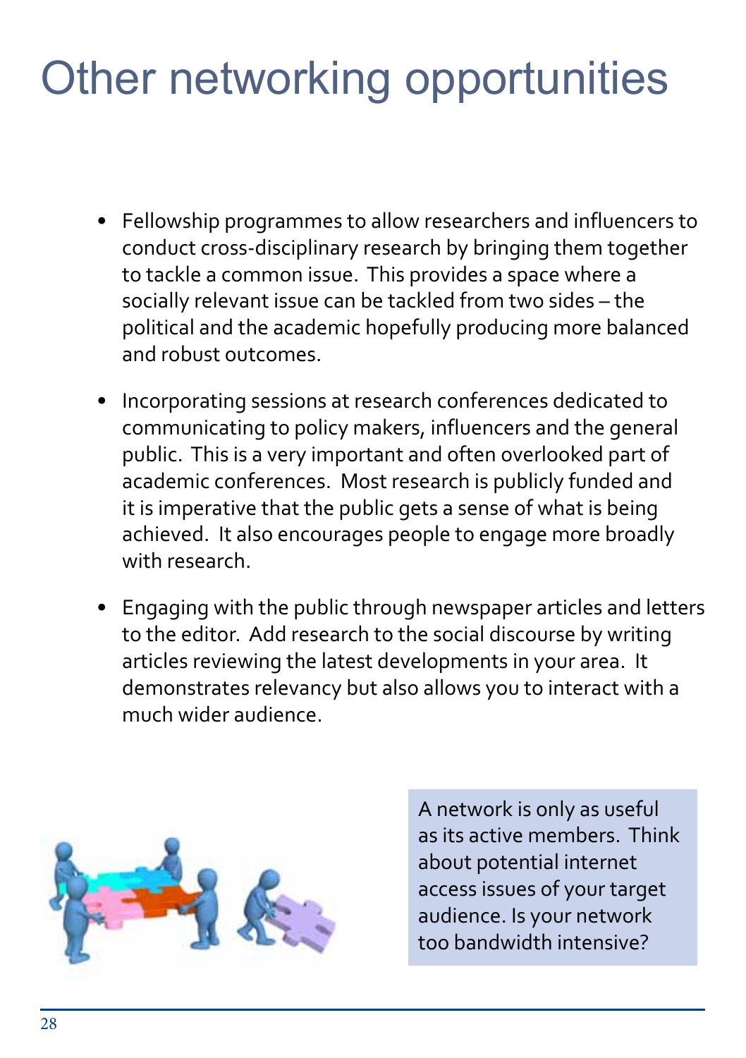# Other networking opportunities

- Fellowship programmes to allow researchers and influencers to conduct cross-disciplinary research by bringing them together to tackle a common issue. This provides a space where a socially relevant issue can be tackled from two sides – the political and the academic hopefully producing more balanced and robust outcomes.

- Incorporating sessions at research conferences dedicated to communicating to policy makers, influencers and the general public. This is a very important and often overlooked part of academic conferences. Most research is publicly funded and it is imperative that the public gets a sense of what is being achieved. It also encourages people to engage more broadly with research.

- Engaging with the public through newspaper articles and letters to the editor. Add research to the social discourse by writing articles reviewing the latest developments in your area. It demonstrates relevancy but also allows you to interact with a much wider audience.

A network is only as useful as its active members. Think about potential internet access issues of your target audience. Is your network too bandwidth intensive?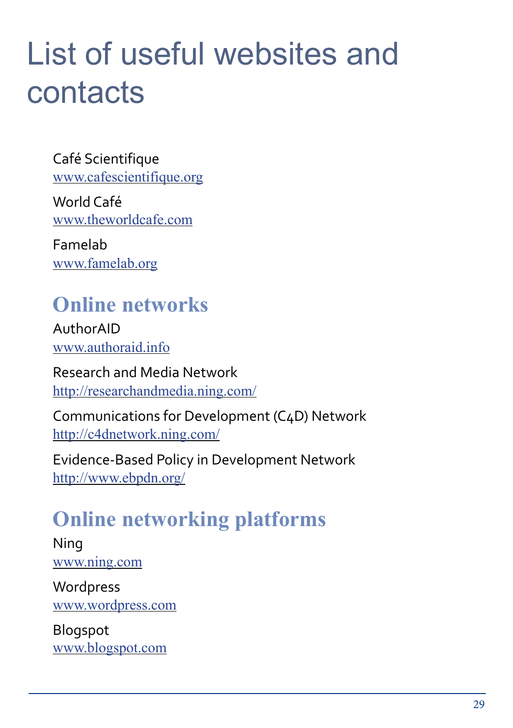# List of useful websites and contacts

Café Scientifique
www.cafescientifique.org

World Café
www.theworldcafe.com

Famelab
www.famelab.org

## Online networks

AuthorAID
www.authoraid.info

Research and Media Network
http://researchandmedia.ning.com/

Communications for Development (C4D) Network
http://c4dnetwork.ning.com/

Evidence-Based Policy in Development Network
http://www.ebpdn.org/

## Online networking platforms

Ning
www.ning.com

Wordpress
www.wordpress.com

Blogspot
www.blogspot.com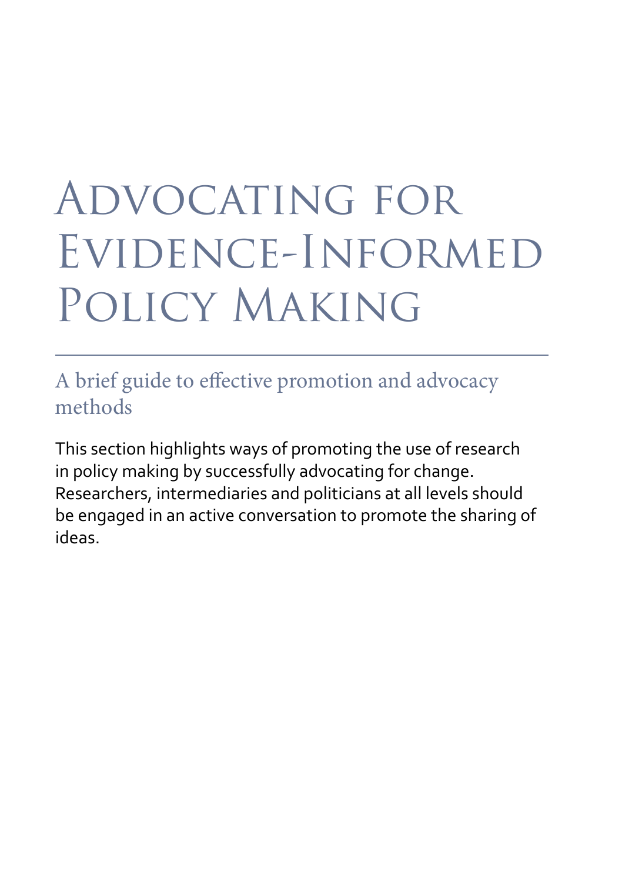# Advocating for Evidence-Informed Policy Making

---

## A brief guide to effective promotion and advocacy methods

This section highlights ways of promoting the use of research in policy making by successfully advocating for change. Researchers, intermediaries and politicians at all levels should be engaged in an active conversation to promote the sharing of ideas.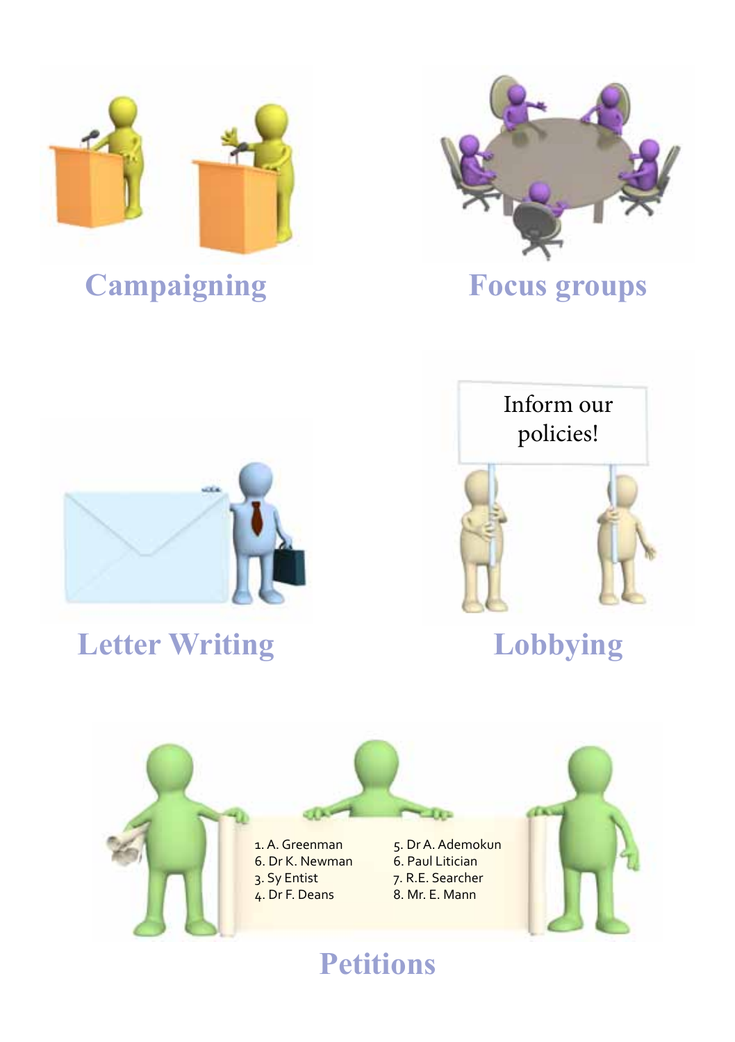Campaigning

Focus groups

Inform our policies!

Letter Writing

Lobbying

1. A. Greenman
6. Dr K. Newman
3. Sy Entist
4. Dr F. Deans
5. Dr A. Ademokun
6. Paul Litician
7. R.E. Searcher
8. Mr. E. Mann

Petitions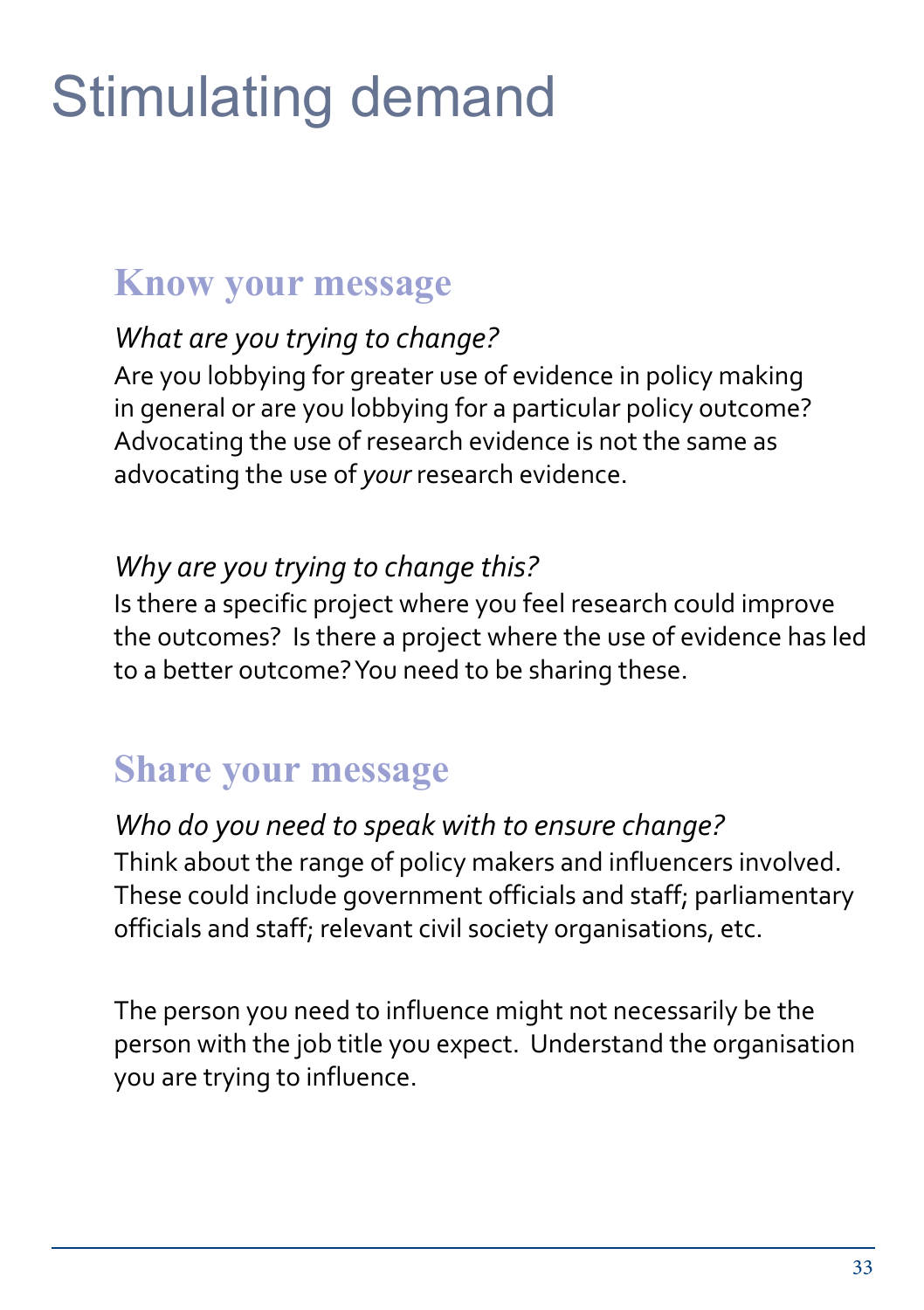# Stimulating demand

## Know your message

*What are you trying to change?*

Are you lobbying for greater use of evidence in policy making in general or are you lobbying for a particular policy outcome? Advocating the use of research evidence is not the same as advocating the use of *your* research evidence.

*Why are you trying to change this?*

Is there a specific project where you feel research could improve the outcomes? Is there a project where the use of evidence has led to a better outcome? You need to be sharing these.

## Share your message

*Who do you need to speak with to ensure change?*

Think about the range of policy makers and influencers involved. These could include government officials and staff; parliamentary officials and staff; relevant civil society organisations, etc.

The person you need to influence might not necessarily be the person with the job title you expect. Understand the organisation you are trying to influence.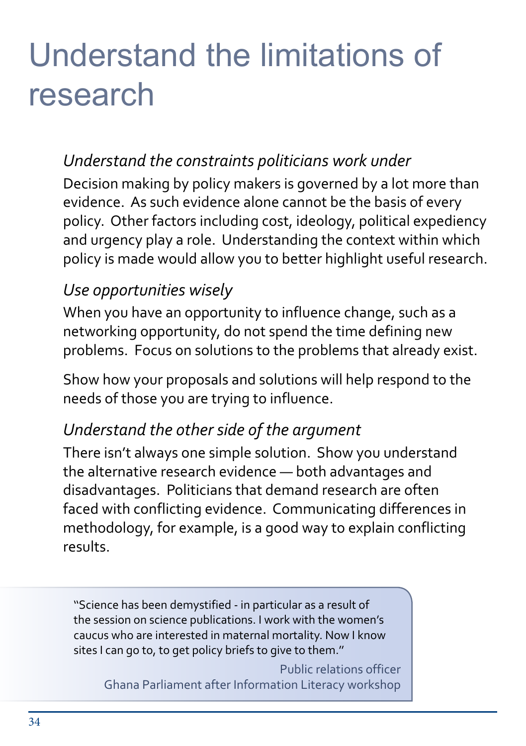# Understand the limitations of research

### *Understand the constraints politicians work under*

Decision making by policy makers is governed by a lot more than evidence. As such evidence alone cannot be the basis of every policy. Other factors including cost, ideology, political expediency and urgency play a role. Understanding the context within which policy is made would allow you to better highlight useful research.

### *Use opportunities wisely*

When you have an opportunity to influence change, such as a networking opportunity, do not spend the time defining new problems. Focus on solutions to the problems that already exist.

Show how your proposals and solutions will help respond to the needs of those you are trying to influence.

### *Understand the other side of the argument*

There isn't always one simple solution. Show you understand the alternative research evidence — both advantages and disadvantages. Politicians that demand research are often faced with conflicting evidence. Communicating differences in methodology, for example, is a good way to explain conflicting results.

> "Science has been demystified - in particular as a result of the session on science publications. I work with the women's caucus who are interested in maternal mortality. Now I know sites I can go to, to get policy briefs to give to them."
>
> Public relations officer
> Ghana Parliament after Information Literacy workshop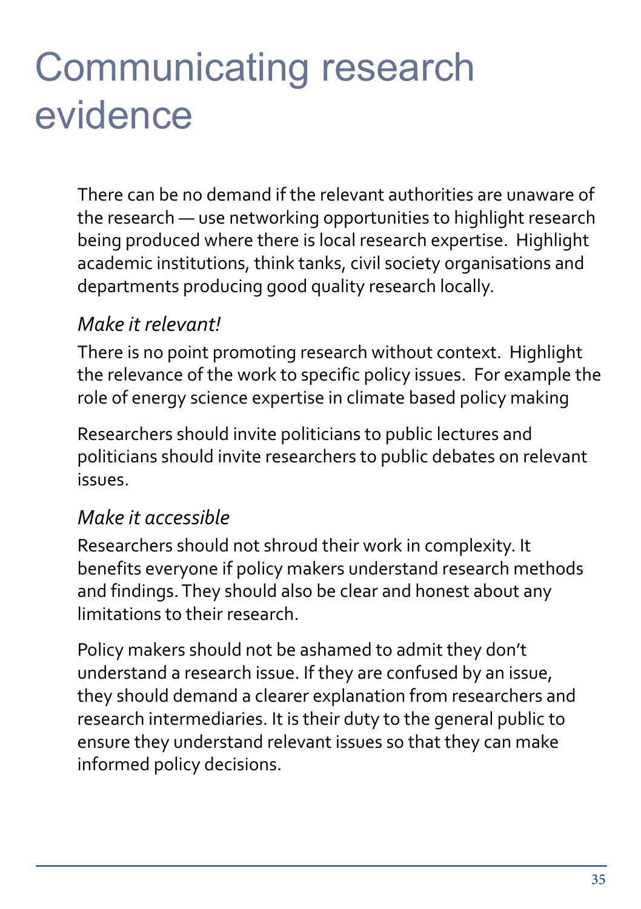# Communicating research evidence

There can be no demand if the relevant authorities are unaware of the research — use networking opportunities to highlight research being produced where there is local research expertise. Highlight academic institutions, think tanks, civil society organisations and departments producing good quality research locally.

*Make it relevant!*

There is no point promoting research without context. Highlight the relevance of the work to specific policy issues. For example the role of energy science expertise in climate based policy making

Researchers should invite politicians to public lectures and politicians should invite researchers to public debates on relevant issues.

*Make it accessible*

Researchers should not shroud their work in complexity. It benefits everyone if policy makers understand research methods and findings. They should also be clear and honest about any limitations to their research.

Policy makers should not be ashamed to admit they don't understand a research issue. If they are confused by an issue, they should demand a clearer explanation from researchers and research intermediaries. It is their duty to the general public to ensure they understand relevant issues so that they can make informed policy decisions.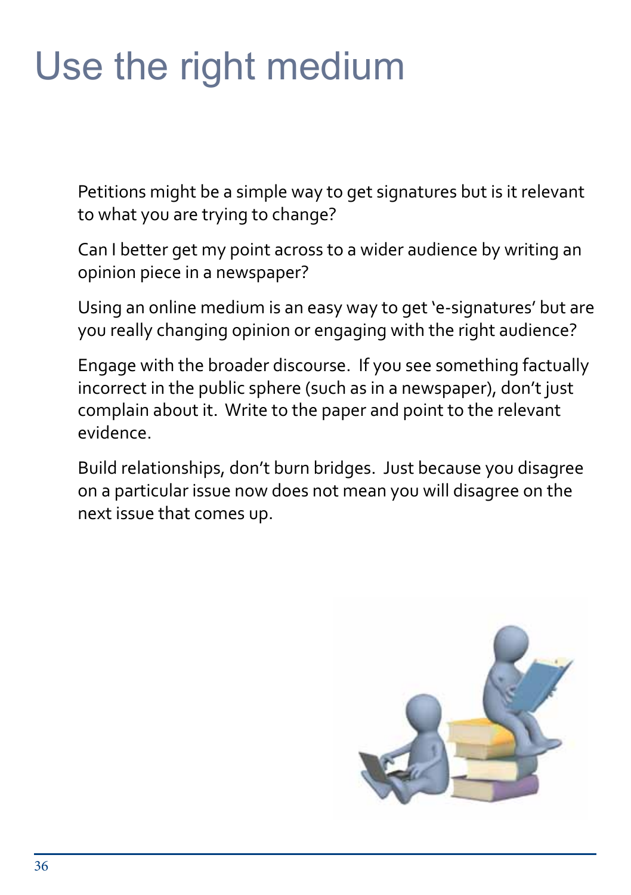# Use the right medium

Petitions might be a simple way to get signatures but is it relevant to what you are trying to change?

Can I better get my point across to a wider audience by writing an opinion piece in a newspaper?

Using an online medium is an easy way to get 'e-signatures' but are you really changing opinion or engaging with the right audience?

Engage with the broader discourse. If you see something factually incorrect in the public sphere (such as in a newspaper), don't just complain about it. Write to the paper and point to the relevant evidence.

Build relationships, don't burn bridges. Just because you disagree on a particular issue now does not mean you will disagree on the next issue that comes up.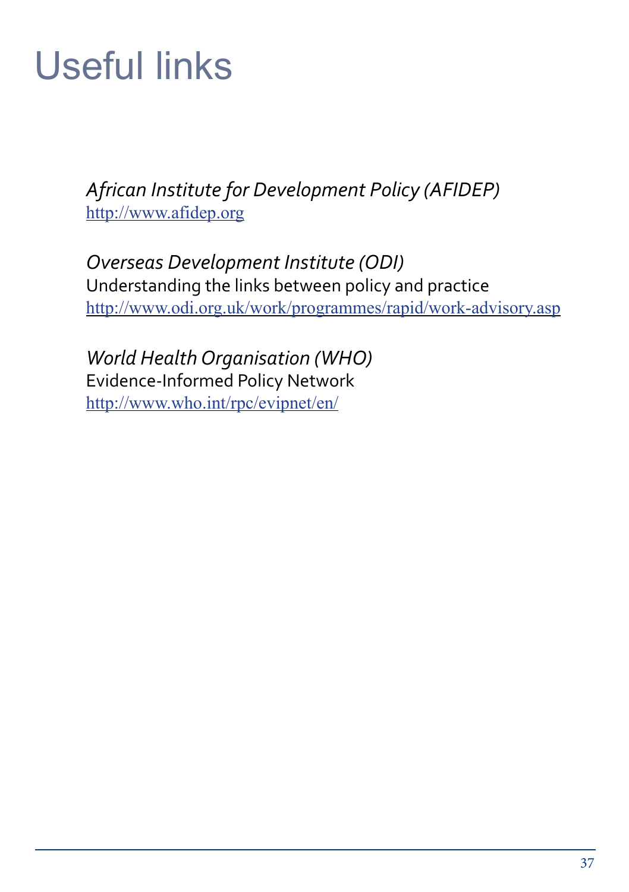# Useful links

*African Institute for Development Policy (AFIDEP)*
http://www.afidep.org

*Overseas Development Institute (ODI)*
Understanding the links between policy and practice
http://www.odi.org.uk/work/programmes/rapid/work-advisory.asp

*World Health Organisation (WHO)*
Evidence-Informed Policy Network
http://www.who.int/rpc/evipnet/en/